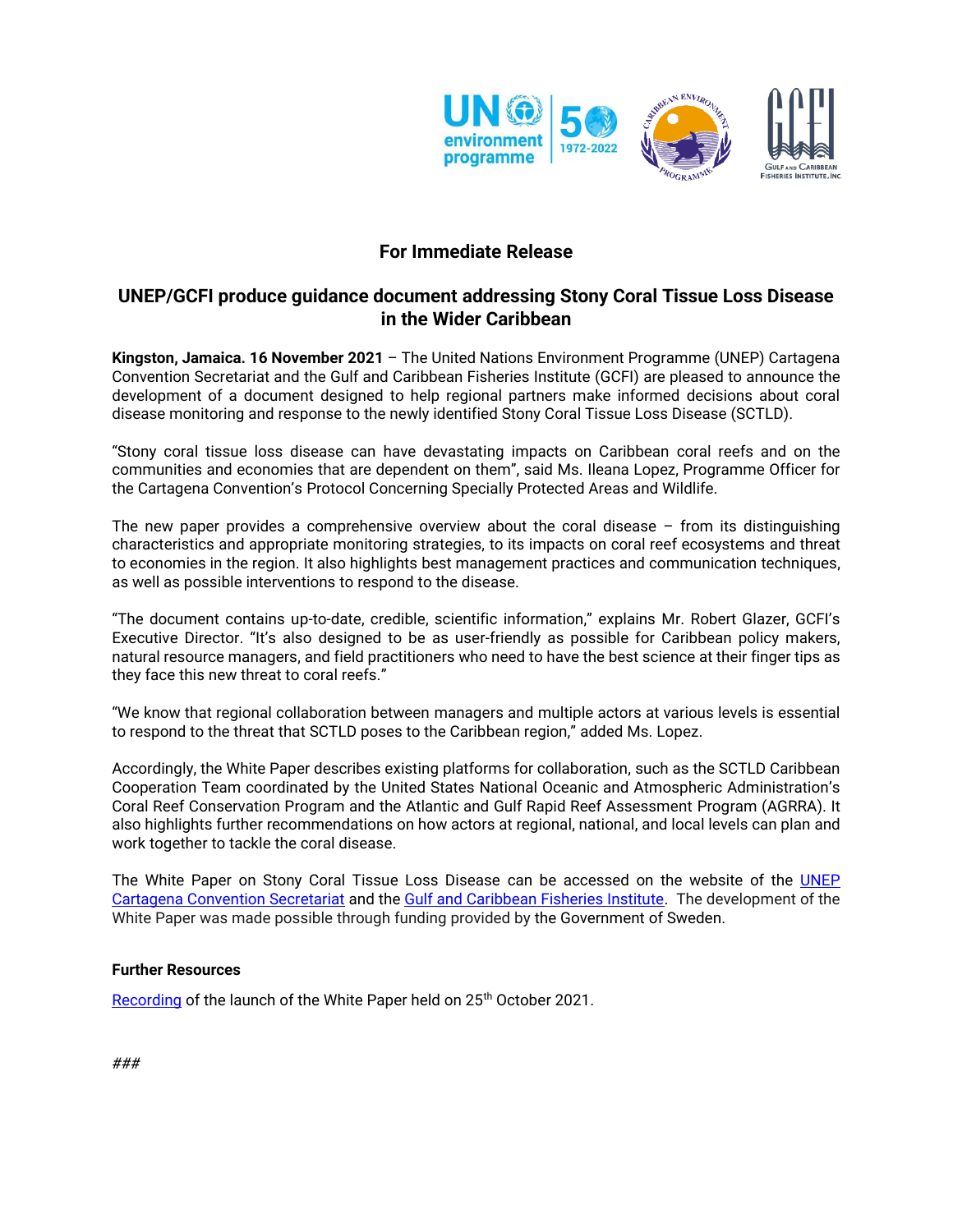**For Immediate Release**

# UNEP/GCFI produce guidance document addressing Stony Coral Tissue Loss Disease in the Wider Caribbean

**Kingston, Jamaica. 16 November 2021** – The United Nations Environment Programme (UNEP) Cartagena Convention Secretariat and the Gulf and Caribbean Fisheries Institute (GCFI) are pleased to announce the development of a document designed to help regional partners make informed decisions about coral disease monitoring and response to the newly identified Stony Coral Tissue Loss Disease (SCTLD).

"Stony coral tissue loss disease can have devastating impacts on Caribbean coral reefs and on the communities and economies that are dependent on them", said Ms. Ileana Lopez, Programme Officer for the Cartagena Convention's Protocol Concerning Specially Protected Areas and Wildlife.

The new paper provides a comprehensive overview about the coral disease – from its distinguishing characteristics and appropriate monitoring strategies, to its impacts on coral reef ecosystems and threat to economies in the region. It also highlights best management practices and communication techniques, as well as possible interventions to respond to the disease.

"The document contains up-to-date, credible, scientific information," explains Mr. Robert Glazer, GCFI's Executive Director. "It's also designed to be as user-friendly as possible for Caribbean policy makers, natural resource managers, and field practitioners who need to have the best science at their finger tips as they face this new threat to coral reefs."

"We know that regional collaboration between managers and multiple actors at various levels is essential to respond to the threat that SCTLD poses to the Caribbean region," added Ms. Lopez.

Accordingly, the White Paper describes existing platforms for collaboration, such as the SCTLD Caribbean Cooperation Team coordinated by the United States National Oceanic and Atmospheric Administration's Coral Reef Conservation Program and the Atlantic and Gulf Rapid Reef Assessment Program (AGRRA). It also highlights further recommendations on how actors at regional, national, and local levels can plan and work together to tackle the coral disease.

The White Paper on Stony Coral Tissue Loss Disease can be accessed on the website of the UNEP Cartagena Convention Secretariat and the Gulf and Caribbean Fisheries Institute. The development of the White Paper was made possible through funding provided by the Government of Sweden.

**Further Resources**

Recording of the launch of the White Paper held on 25th October 2021.

*###*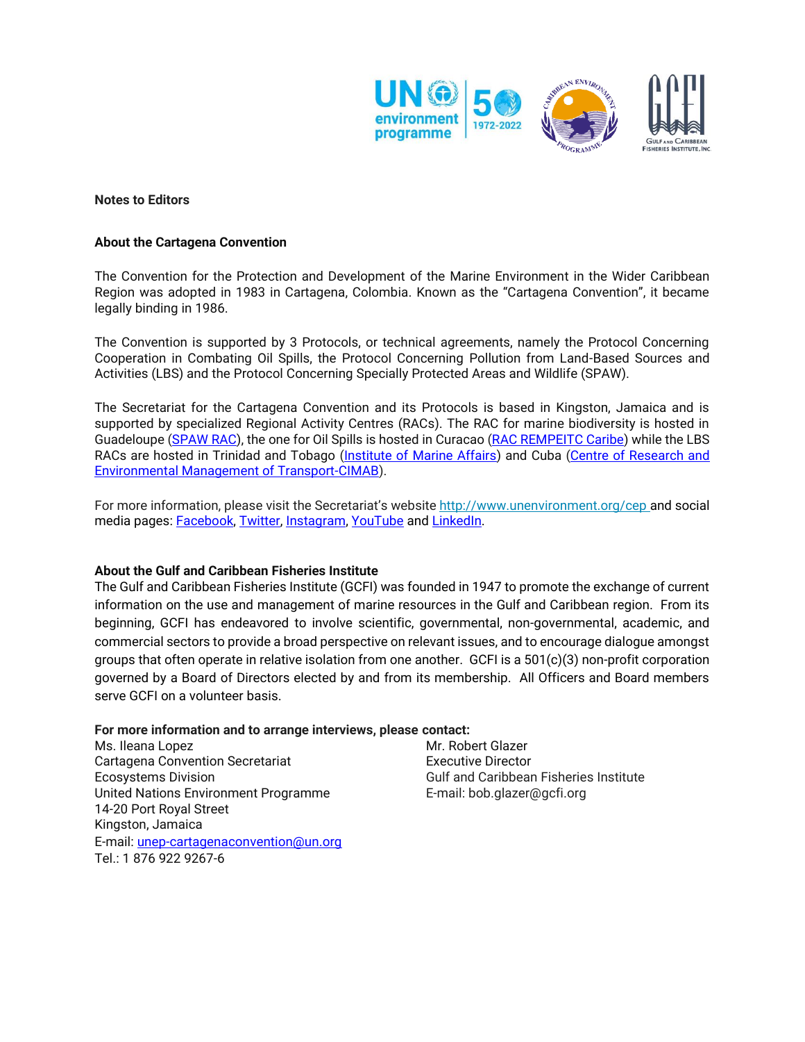**Notes to Editors**

**About the Cartagena Convention**

The Convention for the Protection and Development of the Marine Environment in the Wider Caribbean Region was adopted in 1983 in Cartagena, Colombia. Known as the "Cartagena Convention", it became legally binding in 1986.

The Convention is supported by 3 Protocols, or technical agreements, namely the Protocol Concerning Cooperation in Combating Oil Spills, the Protocol Concerning Pollution from Land-Based Sources and Activities (LBS) and the Protocol Concerning Specially Protected Areas and Wildlife (SPAW).

The Secretariat for the Cartagena Convention and its Protocols is based in Kingston, Jamaica and is supported by specialized Regional Activity Centres (RACs). The RAC for marine biodiversity is hosted in Guadeloupe (SPAW RAC), the one for Oil Spills is hosted in Curacao (RAC REMPEITC Caribe) while the LBS RACs are hosted in Trinidad and Tobago (Institute of Marine Affairs) and Cuba (Centre of Research and Environmental Management of Transport-CIMAB).

For more information, please visit the Secretariat's website http://www.unenvironment.org/cep and social media pages: Facebook, Twitter, Instagram, YouTube and LinkedIn.

**About the Gulf and Caribbean Fisheries Institute**

The Gulf and Caribbean Fisheries Institute (GCFI) was founded in 1947 to promote the exchange of current information on the use and management of marine resources in the Gulf and Caribbean region. From its beginning, GCFI has endeavored to involve scientific, governmental, non-governmental, academic, and commercial sectors to provide a broad perspective on relevant issues, and to encourage dialogue amongst groups that often operate in relative isolation from one another. GCFI is a 501(c)(3) non-profit corporation governed by a Board of Directors elected by and from its membership. All Officers and Board members serve GCFI on a volunteer basis.

**For more information and to arrange interviews, please contact:**

Ms. Ileana Lopez
Cartagena Convention Secretariat
Ecosystems Division
United Nations Environment Programme
14-20 Port Royal Street
Kingston, Jamaica
E-mail: unep-cartagenaconvention@un.org
Tel.: 1 876 922 9267-6

Mr. Robert Glazer
Executive Director
Gulf and Caribbean Fisheries Institute
E-mail: bob.glazer@gcfi.org